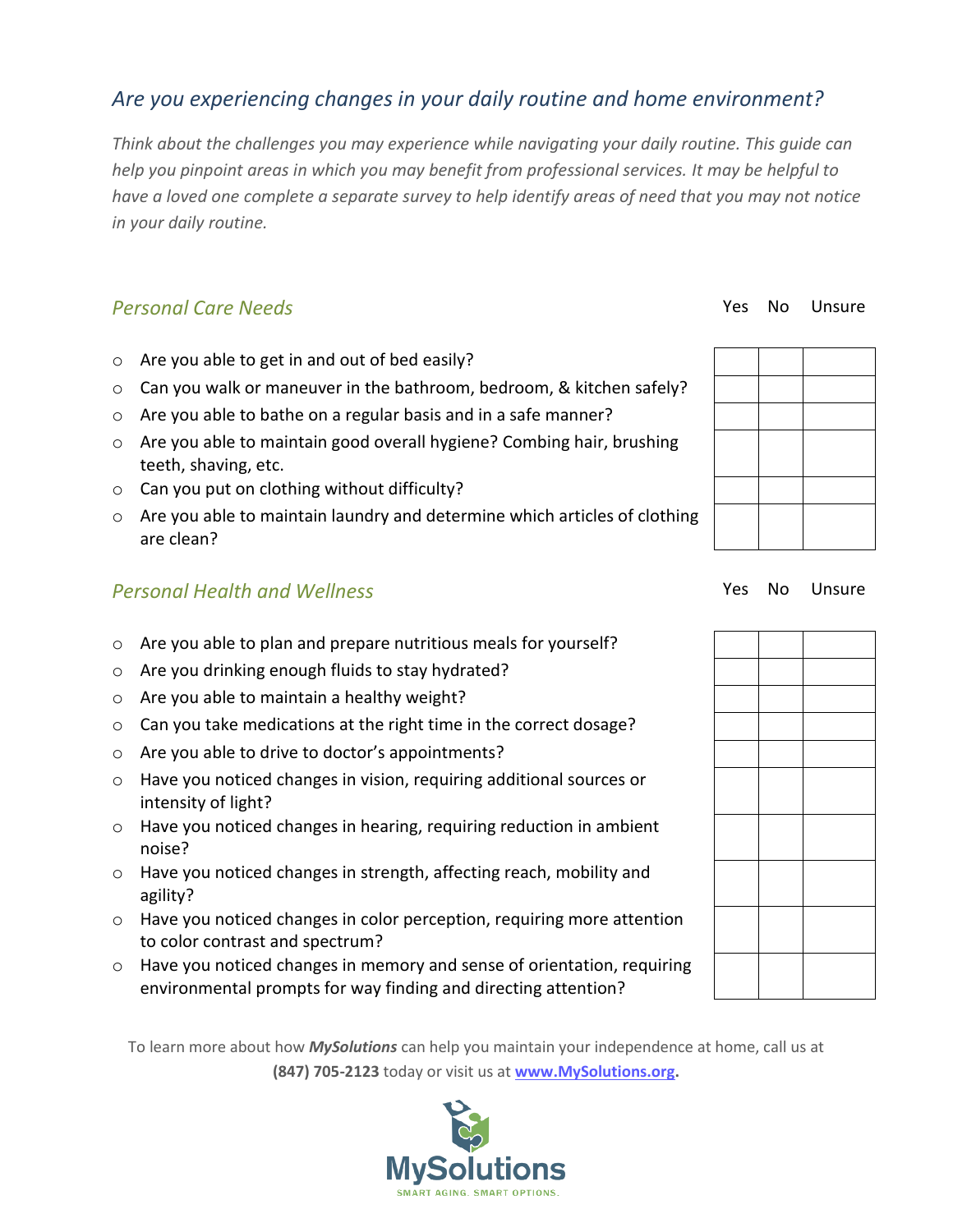## *Are you experiencing changes in your daily routine and home environment?*

*Think about the challenges you may experience while navigating your daily routine. This guide can help you pinpoint areas in which you may benefit from professional services. It may be helpful to have a loved one complete a separate survey to help identify areas of need that you may not notice in your daily routine.*

### *Personal Care Needs*

| Personal Care Needs | Yes | No | Unsure |
|---|---|---|---|
| Are you able to get in and out of bed easily? | | | |
| Can you walk or maneuver in the bathroom, bedroom, & kitchen safely? | | | |
| Are you able to bathe on a regular basis and in a safe manner? | | | |
| Are you able to maintain good overall hygiene? Combing hair, brushing teeth, shaving, etc. | | | |
| Can you put on clothing without difficulty? | | | |
| Are you able to maintain laundry and determine which articles of clothing are clean? | | | |

### *Personal Health and Wellness*

| Personal Health and Wellness | Yes | No | Unsure |
|---|---|---|---|
| Are you able to plan and prepare nutritious meals for yourself? | | | |
| Are you drinking enough fluids to stay hydrated? | | | |
| Are you able to maintain a healthy weight? | | | |
| Can you take medications at the right time in the correct dosage? | | | |
| Are you able to drive to doctor's appointments? | | | |
| Have you noticed changes in vision, requiring additional sources or intensity of light? | | | |
| Have you noticed changes in hearing, requiring reduction in ambient noise? | | | |
| Have you noticed changes in strength, affecting reach, mobility and agility? | | | |
| Have you noticed changes in color perception, requiring more attention to color contrast and spectrum? | | | |
| Have you noticed changes in memory and sense of orientation, requiring environmental prompts for way finding and directing attention? | | | |

To learn more about how ***MySolutions*** can help you maintain your independence at home, call us at **(847) 705-2123** today or visit us at **[www.MySolutions.org](http://www.MySolutions.org).**

MySolutions

SMART AGING. SMART OPTIONS.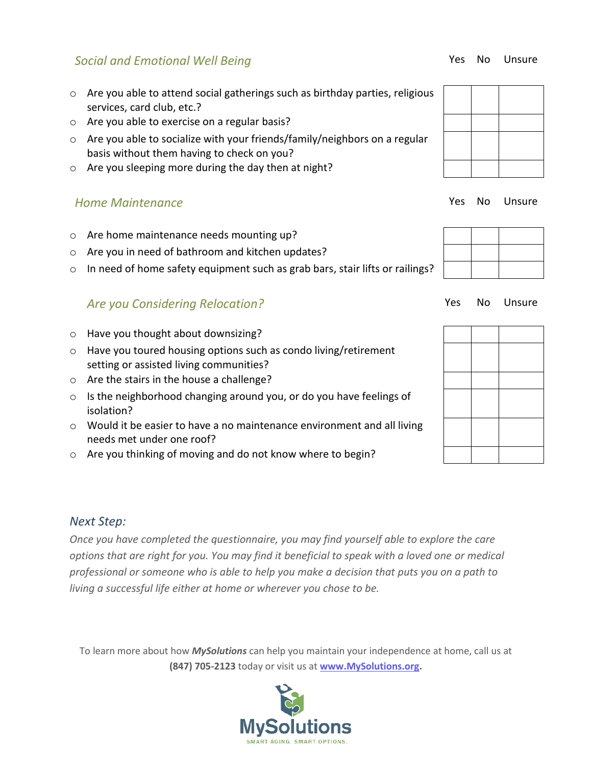## *Social and Emotional Well Being*

| Question | Yes | No | Unsure |
|---|---|---|---|
| Are you able to attend social gatherings such as birthday parties, religious services, card club, etc.? | | | |
| Are you able to exercise on a regular basis? | | | |
| Are you able to socialize with your friends/family/neighbors on a regular basis without them having to check on you? | | | |
| Are you sleeping more during the day then at night? | | | |

## *Home Maintenance*

| Question | Yes | No | Unsure |
|---|---|---|---|
| Are home maintenance needs mounting up? | | | |
| Are you in need of bathroom and kitchen updates? | | | |
| In need of home safety equipment such as grab bars, stair lifts or railings? | | | |

## *Are you Considering Relocation?*

| Question | Yes | No | Unsure |
|---|---|---|---|
| Have you thought about downsizing? | | | |
| Have you toured housing options such as condo living/retirement setting or assisted living communities? | | | |
| Are the stairs in the house a challenge? | | | |
| Is the neighborhood changing around you, or do you have feelings of isolation? | | | |
| Would it be easier to have a no maintenance environment and all living needs met under one roof? | | | |
| Are you thinking of moving and do not know where to begin? | | | |

## *Next Step:*

*Once you have completed the questionnaire, you may find yourself able to explore the care options that are right for you. You may find it beneficial to speak with a loved one or medical professional or someone who is able to help you make a decision that puts you on a path to living a successful life either at home or wherever you chose to be.*

To learn more about how ***MySolutions*** can help you maintain your independence at home, call us at **(847) 705-2123** today or visit us at **www.MySolutions.org**.

MySolutions

SMART AGING. SMART OPTIONS.